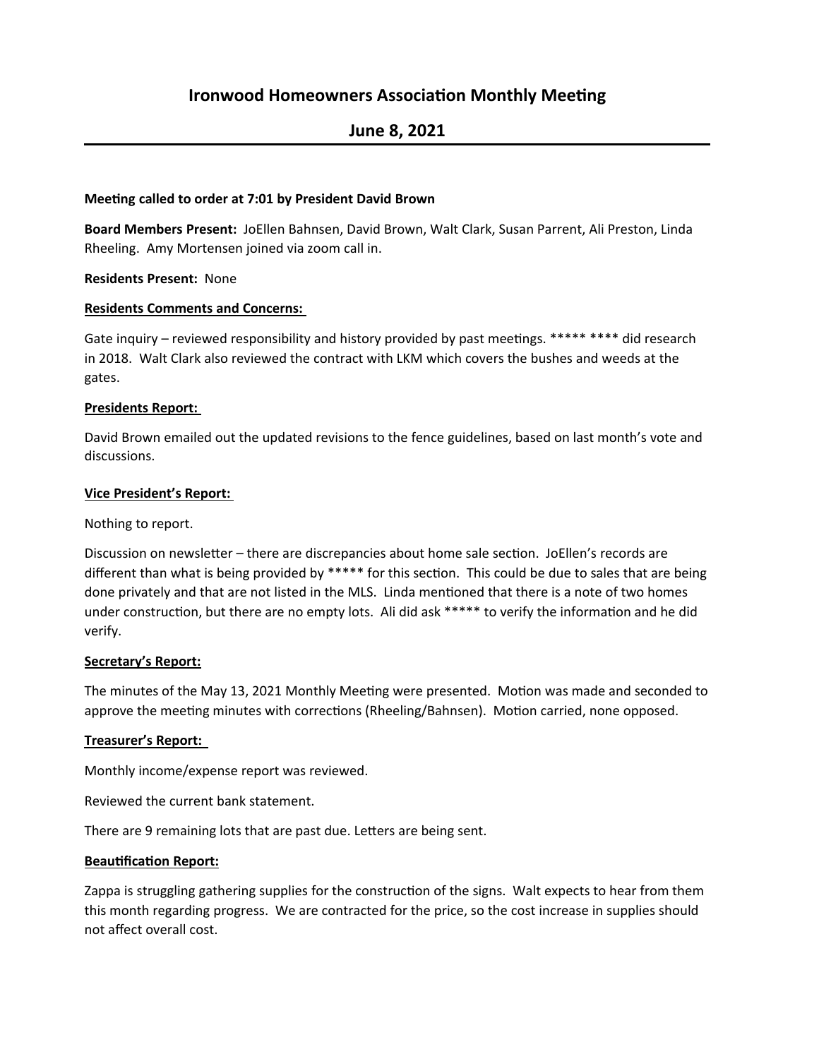# Ironwood Homeowners Association Monthly Meeting

## June 8, 2021

**Meeting called to order at 7:01 by President David Brown**

**Board Members Present:** JoEllen Bahnsen, David Brown, Walt Clark, Susan Parrent, Ali Preston, Linda Rheeling. Amy Mortensen joined via zoom call in.

**Residents Present:** None

**<u>Residents Comments and Concerns:</u>**

Gate inquiry – reviewed responsibility and history provided by past meetings. ***** **** did research in 2018. Walt Clark also reviewed the contract with LKM which covers the bushes and weeds at the gates.

**<u>Presidents Report:</u>**

David Brown emailed out the updated revisions to the fence guidelines, based on last month's vote and discussions.

**<u>Vice President's Report:</u>**

Nothing to report.

Discussion on newsletter – there are discrepancies about home sale section. JoEllen's records are different than what is being provided by ***** for this section. This could be due to sales that are being done privately and that are not listed in the MLS. Linda mentioned that there is a note of two homes under construction, but there are no empty lots. Ali did ask ***** to verify the information and he did verify.

**<u>Secretary's Report:</u>**

The minutes of the May 13, 2021 Monthly Meeting were presented. Motion was made and seconded to approve the meeting minutes with corrections (Rheeling/Bahnsen). Motion carried, none opposed.

**<u>Treasurer's Report:</u>**

Monthly income/expense report was reviewed.

Reviewed the current bank statement.

There are 9 remaining lots that are past due. Letters are being sent.

**<u>Beautification Report:</u>**

Zappa is struggling gathering supplies for the construction of the signs. Walt expects to hear from them this month regarding progress. We are contracted for the price, so the cost increase in supplies should not affect overall cost.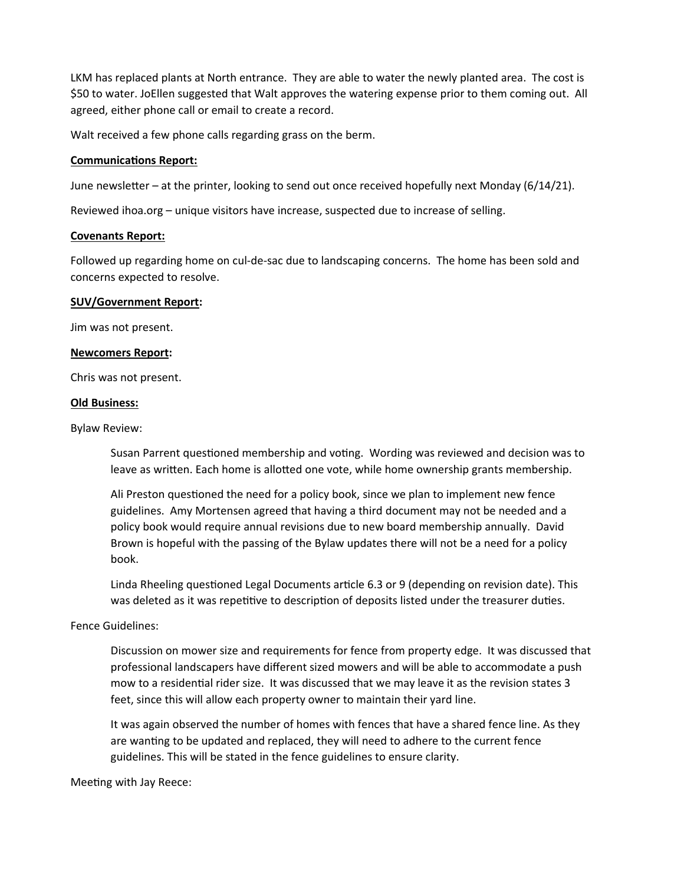LKM has replaced plants at North entrance. They are able to water the newly planted area. The cost is $50 to water. JoEllen suggested that Walt approves the watering expense prior to them coming out. All agreed, either phone call or email to create a record.

Walt received a few phone calls regarding grass on the berm.

**Communications Report:**

June newsletter – at the printer, looking to send out once received hopefully next Monday (6/14/21).

Reviewed ihoa.org – unique visitors have increase, suspected due to increase of selling.

**Covenants Report:**

Followed up regarding home on cul-de-sac due to landscaping concerns. The home has been sold and concerns expected to resolve.

**SUV/Government Report:**

Jim was not present.

**Newcomers Report:**

Chris was not present.

**Old Business:**

Bylaw Review:

> Susan Parrent questioned membership and voting. Wording was reviewed and decision was to leave as written. Each home is allotted one vote, while home ownership grants membership.
>
> Ali Preston questioned the need for a policy book, since we plan to implement new fence guidelines. Amy Mortensen agreed that having a third document may not be needed and a policy book would require annual revisions due to new board membership annually. David Brown is hopeful with the passing of the Bylaw updates there will not be a need for a policy book.
>
> Linda Rheeling questioned Legal Documents article 6.3 or 9 (depending on revision date). This was deleted as it was repetitive to description of deposits listed under the treasurer duties.

Fence Guidelines:

> Discussion on mower size and requirements for fence from property edge. It was discussed that professional landscapers have different sized mowers and will be able to accommodate a push mow to a residential rider size. It was discussed that we may leave it as the revision states 3 feet, since this will allow each property owner to maintain their yard line.
>
> It was again observed the number of homes with fences that have a shared fence line. As they are wanting to be updated and replaced, they will need to adhere to the current fence guidelines. This will be stated in the fence guidelines to ensure clarity.

Meeting with Jay Reece: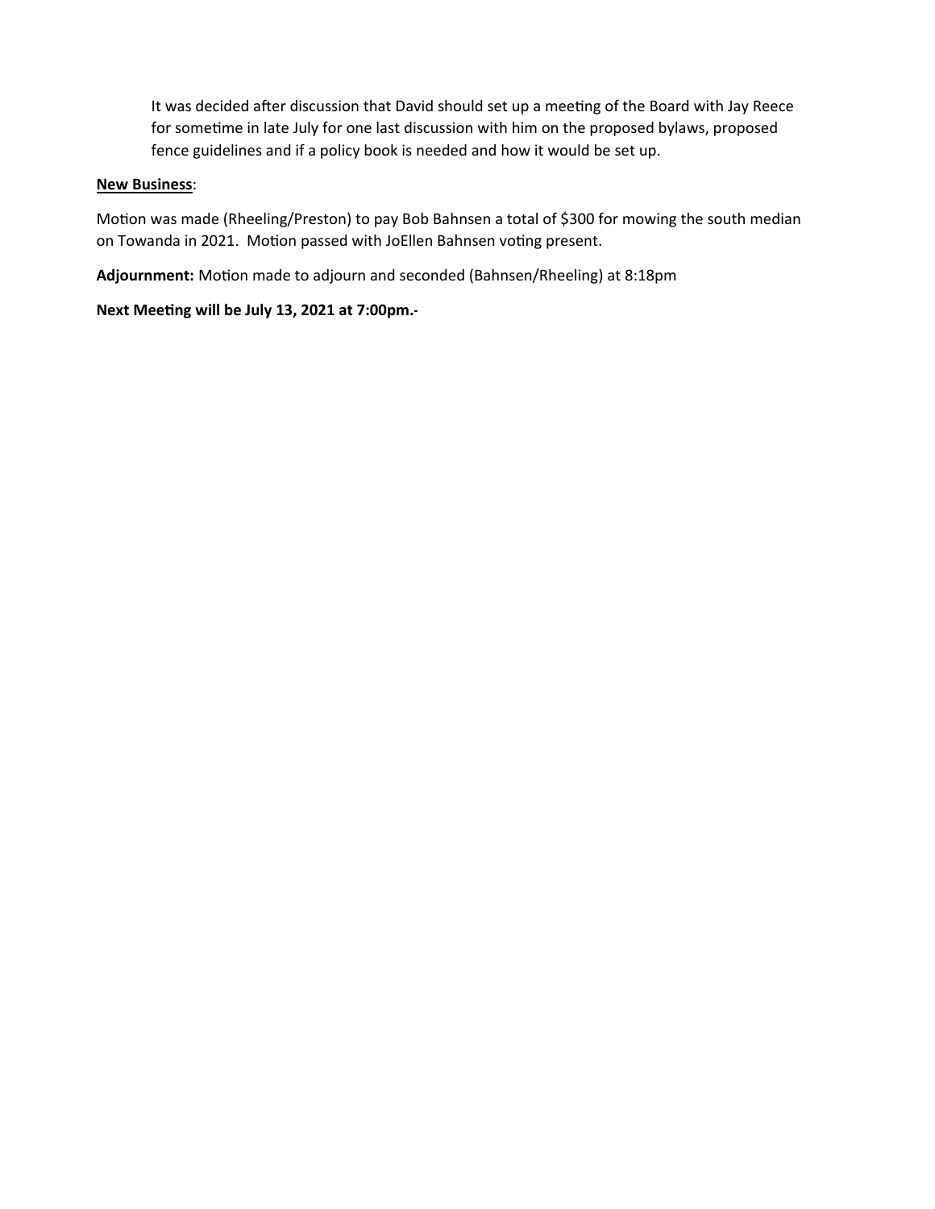It was decided after discussion that David should set up a meeting of the Board with Jay Reece for sometime in late July for one last discussion with him on the proposed bylaws, proposed fence guidelines and if a policy book is needed and how it would be set up.

**<u>New Business</u>**:

Motion was made (Rheeling/Preston) to pay Bob Bahnsen a total of $300 for mowing the south median on Towanda in 2021. Motion passed with JoEllen Bahnsen voting present.

**Adjournment:** Motion made to adjourn and seconded (Bahnsen/Rheeling) at 8:18pm

**Next Meeting will be July 13, 2021 at 7:00pm.-**